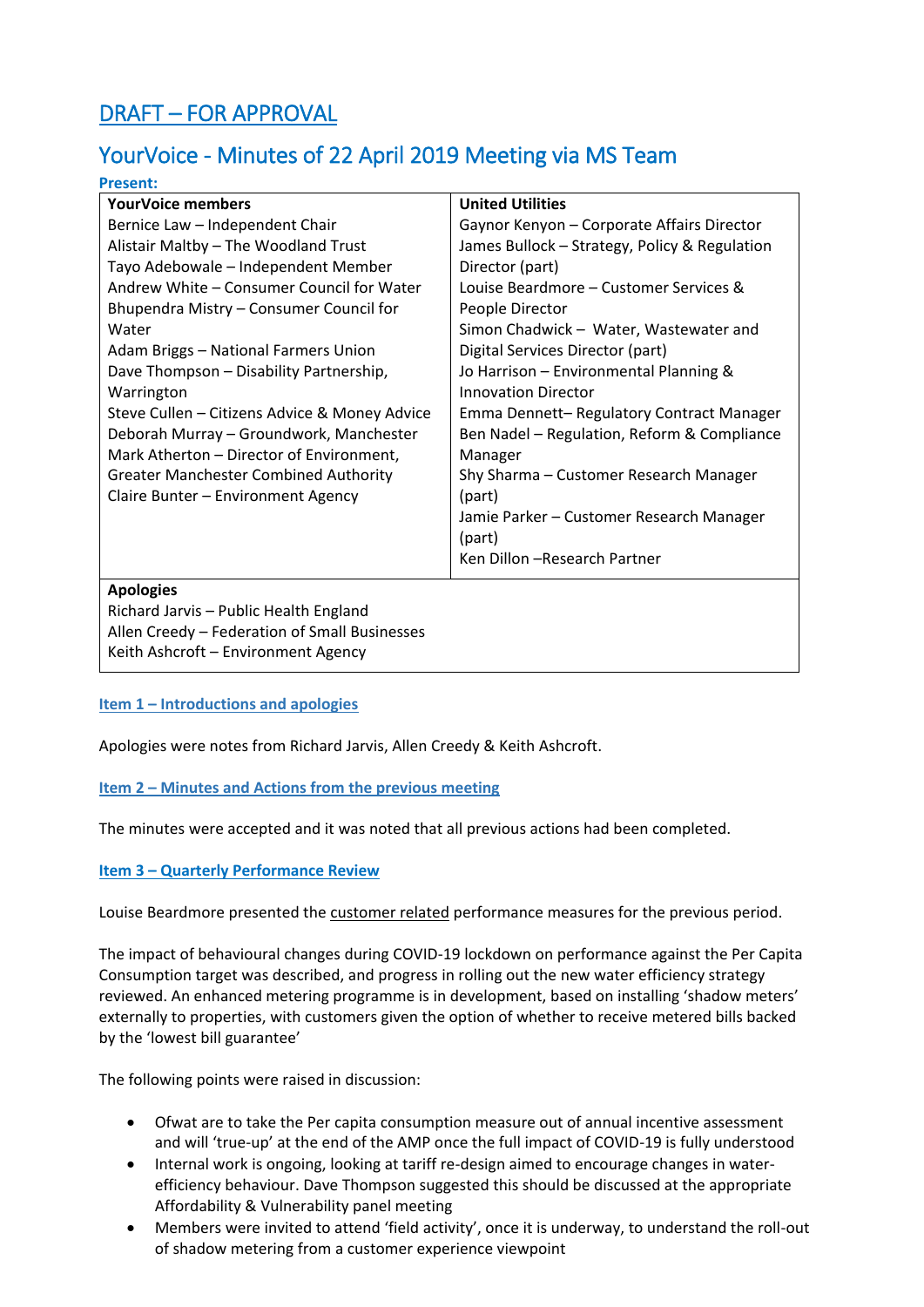# DRAFT – FOR APPROVAL

## YourVoice - Minutes of 22 April 2019 Meeting via MS Team

**Present:**

| YourVoice members | United Utilities |
|---|---|
| Bernice Law – Independent Chair | Gaynor Kenyon – Corporate Affairs Director |
| Alistair Maltby – The Woodland Trust | James Bullock – Strategy, Policy & Regulation Director (part) |
| Tayo Adebowale – Independent Member | Louise Beardmore – Customer Services & People Director |
| Andrew White – Consumer Council for Water | Simon Chadwick – Water, Wastewater and Digital Services Director (part) |
| Bhupendra Mistry – Consumer Council for Water | Jo Harrison – Environmental Planning & Innovation Director |
| Adam Briggs – National Farmers Union | Emma Dennett– Regulatory Contract Manager |
| Dave Thompson – Disability Partnership, Warrington | Ben Nadel – Regulation, Reform & Compliance Manager |
| Steve Cullen – Citizens Advice & Money Advice | Shy Sharma – Customer Research Manager (part) |
| Deborah Murray – Groundwork, Manchester | Jamie Parker – Customer Research Manager (part) |
| Mark Atherton – Director of Environment, Greater Manchester Combined Authority | Ken Dillon –Research Partner |
| Claire Bunter – Environment Agency | |
| **Apologies** | |
| Richard Jarvis – Public Health England | |
| Allen Creedy – Federation of Small Businesses | |
| Keith Ashcroft – Environment Agency | |

### Item 1 – Introductions and apologies

Apologies were notes from Richard Jarvis, Allen Creedy & Keith Ashcroft.

### Item 2 – Minutes and Actions from the previous meeting

The minutes were accepted and it was noted that all previous actions had been completed.

### Item 3 – Quarterly Performance Review

Louise Beardmore presented the customer related performance measures for the previous period.

The impact of behavioural changes during COVID-19 lockdown on performance against the Per Capita Consumption target was described, and progress in rolling out the new water efficiency strategy reviewed. An enhanced metering programme is in development, based on installing 'shadow meters' externally to properties, with customers given the option of whether to receive metered bills backed by the 'lowest bill guarantee'

The following points were raised in discussion:

- Ofwat are to take the Per capita consumption measure out of annual incentive assessment and will 'true-up' at the end of the AMP once the full impact of COVID-19 is fully understood
- Internal work is ongoing, looking at tariff re-design aimed to encourage changes in water-efficiency behaviour. Dave Thompson suggested this should be discussed at the appropriate Affordability & Vulnerability panel meeting
- Members were invited to attend 'field activity', once it is underway, to understand the roll-out of shadow metering from a customer experience viewpoint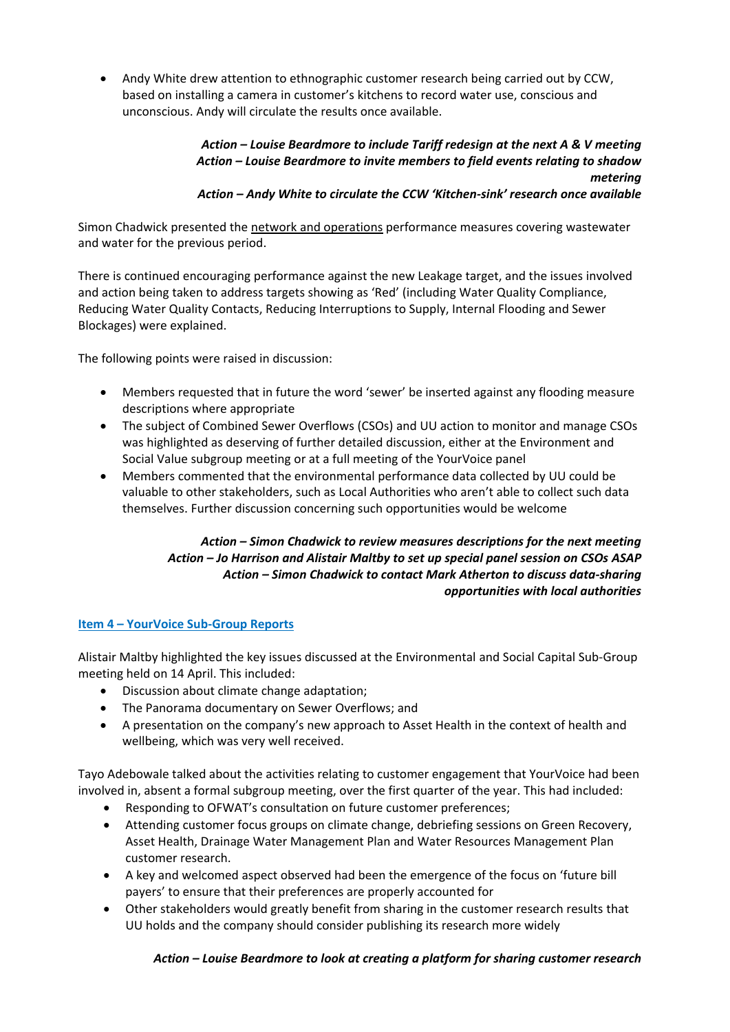- Andy White drew attention to ethnographic customer research being carried out by CCW, based on installing a camera in customer's kitchens to record water use, conscious and unconscious. Andy will circulate the results once available.

***Action – Louise Beardmore to include Tariff redesign at the next A & V meeting***
***Action – Louise Beardmore to invite members to field events relating to shadow metering***
***Action – Andy White to circulate the CCW 'Kitchen-sink' research once available***

Simon Chadwick presented the network and operations performance measures covering wastewater and water for the previous period.

There is continued encouraging performance against the new Leakage target, and the issues involved and action being taken to address targets showing as 'Red' (including Water Quality Compliance, Reducing Water Quality Contacts, Reducing Interruptions to Supply, Internal Flooding and Sewer Blockages) were explained.

The following points were raised in discussion:

- Members requested that in future the word 'sewer' be inserted against any flooding measure descriptions where appropriate
- The subject of Combined Sewer Overflows (CSOs) and UU action to monitor and manage CSOs was highlighted as deserving of further detailed discussion, either at the Environment and Social Value subgroup meeting or at a full meeting of the YourVoice panel
- Members commented that the environmental performance data collected by UU could be valuable to other stakeholders, such as Local Authorities who aren't able to collect such data themselves. Further discussion concerning such opportunities would be welcome

***Action – Simon Chadwick to review measures descriptions for the next meeting***
***Action – Jo Harrison and Alistair Maltby to set up special panel session on CSOs ASAP***
***Action – Simon Chadwick to contact Mark Atherton to discuss data-sharing opportunities with local authorities***

## Item 4 – YourVoice Sub-Group Reports

Alistair Maltby highlighted the key issues discussed at the Environmental and Social Capital Sub-Group meeting held on 14 April. This included:

- Discussion about climate change adaptation;
- The Panorama documentary on Sewer Overflows; and
- A presentation on the company's new approach to Asset Health in the context of health and wellbeing, which was very well received.

Tayo Adebowale talked about the activities relating to customer engagement that YourVoice had been involved in, absent a formal subgroup meeting, over the first quarter of the year. This had included:

- Responding to OFWAT's consultation on future customer preferences;
- Attending customer focus groups on climate change, debriefing sessions on Green Recovery, Asset Health, Drainage Water Management Plan and Water Resources Management Plan customer research.
- A key and welcomed aspect observed had been the emergence of the focus on 'future bill payers' to ensure that their preferences are properly accounted for
- Other stakeholders would greatly benefit from sharing in the customer research results that UU holds and the company should consider publishing its research more widely

***Action – Louise Beardmore to look at creating a platform for sharing customer research***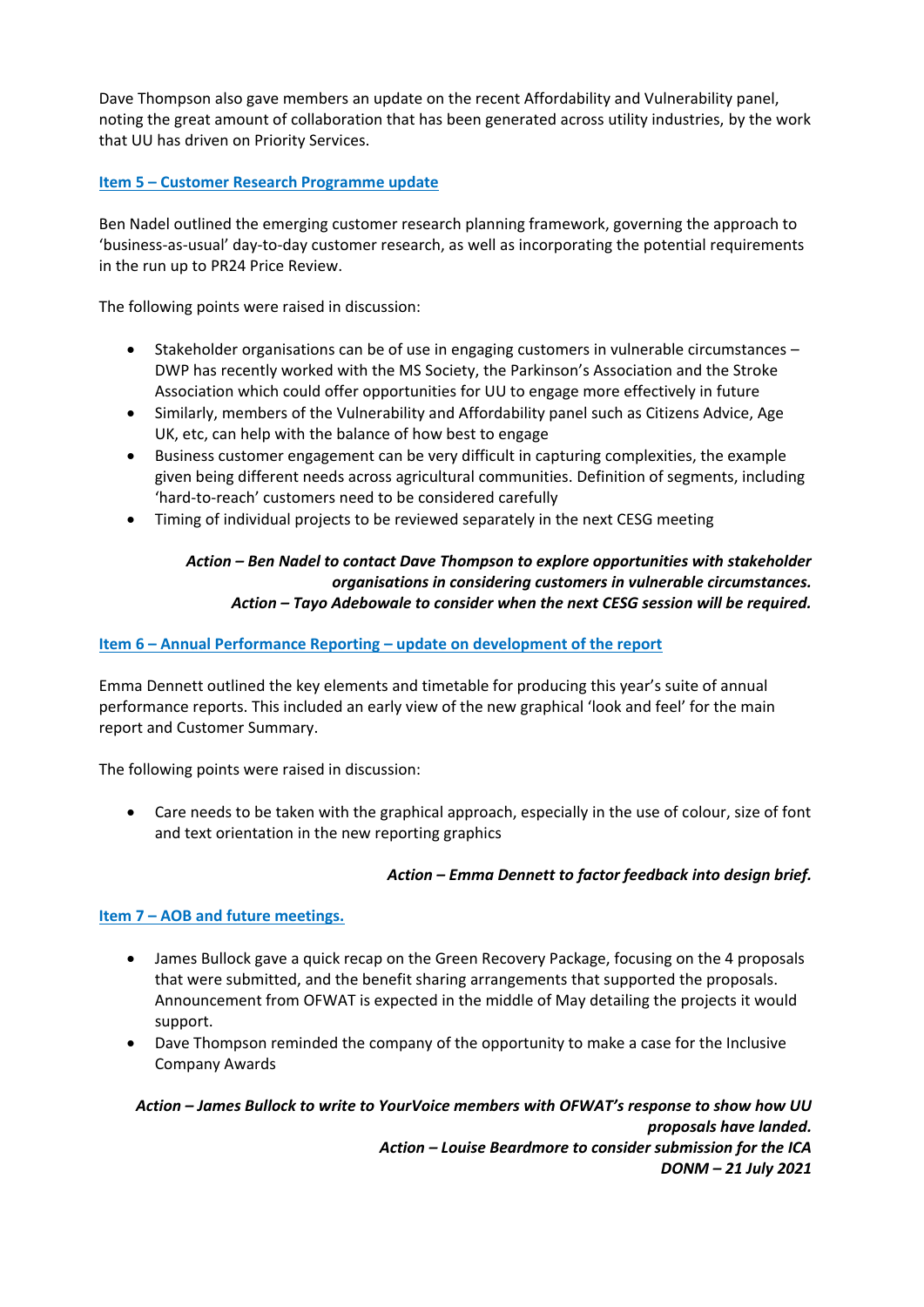Dave Thompson also gave members an update on the recent Affordability and Vulnerability panel, noting the great amount of collaboration that has been generated across utility industries, by the work that UU has driven on Priority Services.

## Item 5 – Customer Research Programme update

Ben Nadel outlined the emerging customer research planning framework, governing the approach to 'business-as-usual' day-to-day customer research, as well as incorporating the potential requirements in the run up to PR24 Price Review.

The following points were raised in discussion:

- Stakeholder organisations can be of use in engaging customers in vulnerable circumstances – DWP has recently worked with the MS Society, the Parkinson's Association and the Stroke Association which could offer opportunities for UU to engage more effectively in future
- Similarly, members of the Vulnerability and Affordability panel such as Citizens Advice, Age UK, etc, can help with the balance of how best to engage
- Business customer engagement can be very difficult in capturing complexities, the example given being different needs across agricultural communities. Definition of segments, including 'hard-to-reach' customers need to be considered carefully
- Timing of individual projects to be reviewed separately in the next CESG meeting

***Action – Ben Nadel to contact Dave Thompson to explore opportunities with stakeholder organisations in considering customers in vulnerable circumstances.***
***Action – Tayo Adebowale to consider when the next CESG session will be required.***

## Item 6 – Annual Performance Reporting – update on development of the report

Emma Dennett outlined the key elements and timetable for producing this year's suite of annual performance reports. This included an early view of the new graphical 'look and feel' for the main report and Customer Summary.

The following points were raised in discussion:

- Care needs to be taken with the graphical approach, especially in the use of colour, size of font and text orientation in the new reporting graphics

***Action – Emma Dennett to factor feedback into design brief.***

## Item 7 – AOB and future meetings.

- James Bullock gave a quick recap on the Green Recovery Package, focusing on the 4 proposals that were submitted, and the benefit sharing arrangements that supported the proposals. Announcement from OFWAT is expected in the middle of May detailing the projects it would support.
- Dave Thompson reminded the company of the opportunity to make a case for the Inclusive Company Awards

***Action – James Bullock to write to YourVoice members with OFWAT's response to show how UU proposals have landed.***
***Action – Louise Beardmore to consider submission for the ICA***
***DONM – 21 July 2021***